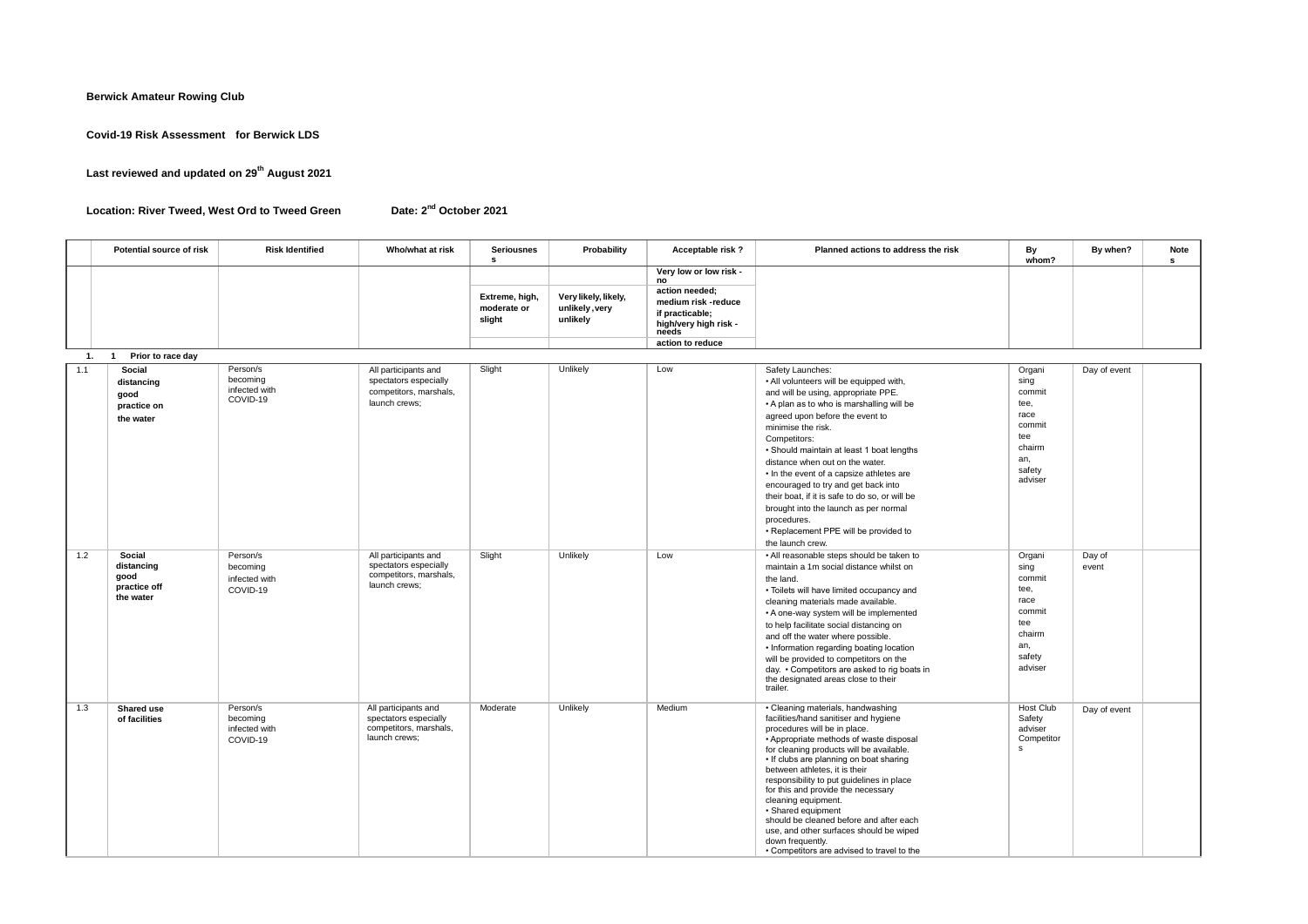**Berwick Amateur Rowing Club**

**Covid-19 Risk Assessment for Berwick LDS**

**Last reviewed and updated on 29th August 2021**

**Location: River Tweed, West Ord to Tweed Green** **Date: 2nd October 2021**

| | Potential source of risk | Risk Identified | Who/what at risk | Seriousness | Probability | Acceptable risk ? | Planned actions to address the risk | By whom? | By when? | Notes |
|---|---|---|---|---|---|---|---|---|---|---|
| | | | | Extreme, high, moderate or slight | Very likely, likely, unlikely, very unlikely | Very low or low risk - no action needed; medium risk - reduce if practicable; high/very high risk - needs action to reduce | | | | |
| **1. 1** | **Prior to race day** | | | | | | | | | |
| 1.1 | **Social distancing good practice on the water** | Person/s becoming infected with COVID-19 | All participants and spectators especially competitors, marshals, launch crews; | Slight | Unlikely | Low | Safety Launches:<br>• All volunteers will be equipped with, and will be using, appropriate PPE.<br>• A plan as to who is marshalling will be agreed upon before the event to minimise the risk.<br>Competitors:<br>• Should maintain at least 1 boat lengths distance when out on the water.<br>• In the event of a capsize athletes are encouraged to try and get back into their boat, if it is safe to do so, or will be brought into the launch as per normal procedures.<br>• Replacement PPE will be provided to the launch crew. | Organising committee, race committee chairman, safety adviser | Day of event | |
| 1.2 | **Social distancing good practice off the water** | Person/s becoming infected with COVID-19 | All participants and spectators especially competitors, marshals, launch crews; | Slight | Unlikely | Low | • All reasonable steps should be taken to maintain a 1m social distance whilst on the land.<br>• Toilets will have limited occupancy and cleaning materials made available.<br>• A one-way system will be implemented to help facilitate social distancing on and off the water where possible.<br>• Information regarding boating location will be provided to competitors on the day. • Competitors are asked to rig boats in the designated areas close to their trailer. | Organising committee, race committee chairman, safety adviser | Day of event | |
| 1.3 | **Shared use of facilities** | Person/s becoming infected with COVID-19 | All participants and spectators especially competitors, marshals, launch crews; | Moderate | Unlikely | Medium | • Cleaning materials, handwashing facilities/hand sanitiser and hygiene procedures will be in place.<br>• Appropriate methods of waste disposal for cleaning products will be available.<br>• If clubs are planning on boat sharing between athletes, it is their responsibility to put guidelines in place for this and provide the necessary cleaning equipment.<br>• Shared equipment should be cleaned before and after each use, and other surfaces should be wiped down frequently.<br>• Competitors are advised to travel to the | Host Club Safety adviser Competitors | Day of event | |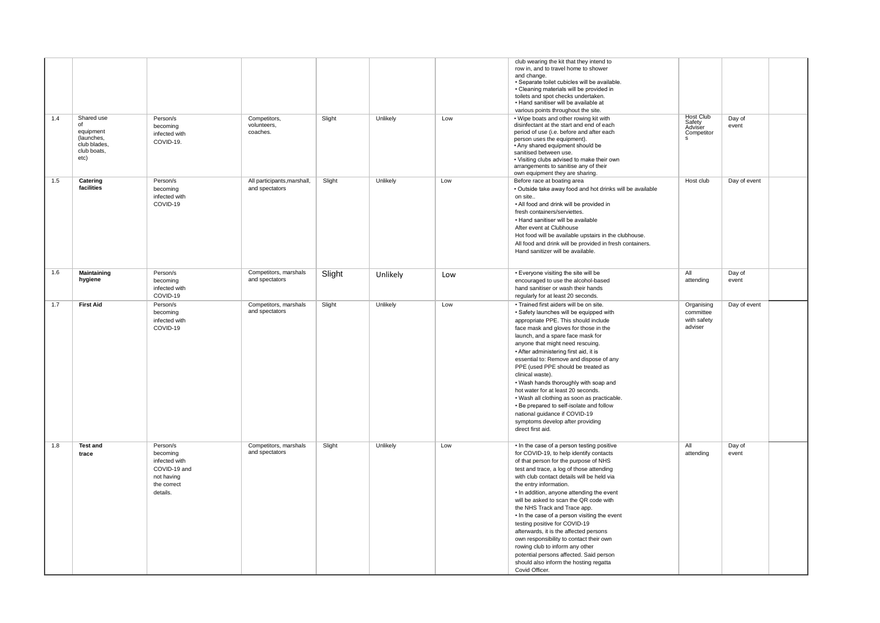| | | | | | | | | | | |
|---|---|---|---|---|---|---|---|---|---|---|
| | | | | | | | club wearing the kit that they intend to row in, and to travel home to shower and change.<br>• Separate toilet cubicles will be available.<br>• Cleaning materials will be provided in toilets and spot checks undertaken.<br>• Hand sanitiser will be available at various points throughout the site. | | | |
| 1.4 | Shared use of equipment (launches, club blades, club boats, etc) | Person/s becoming infected with COVID-19. | Competitors, volunteers, coaches. | Slight | Unlikely | Low | • Wipe boats and other rowing kit with disinfectant at the start and end of each period of use (i.e. before and after each person uses the equipment).<br>• Any shared equipment should be sanitised between use.<br>• Visiting clubs advised to make their own arrangements to sanitise any of their own equipment they are sharing. | Host Club Safety Adviser Competitor s | Day of event | |
| 1.5 | **Catering facilities** | Person/s becoming infected with COVID-19 | All participants,marshall, and spectators | Slight | Unlikely | Low | Before race at boating area<br>• Outside take away food and hot drinks will be available on site..<br>• All food and drink will be provided in fresh containers/serviettes.<br>• Hand sanitiser will be available<br>After event at Clubhouse<br>Hot food will be available upstairs in the clubhouse.<br>All food and drink will be provided in fresh containers.<br>Hand sanitizer will be available. | Host club | Day of event | |
| 1.6 | **Maintaining hygiene** | Person/s becoming infected with COVID-19 | Competitors, marshals and spectators | Slight | Unlikely | Low | • Everyone visiting the site will be encouraged to use the alcohol-based hand sanitiser or wash their hands regularly for at least 20 seconds. | All attending | Day of event | |
| 1.7 | **First Aid** | Person/s becoming infected with COVID-19 | Competitors, marshals and spectators | Slight | Unlikely | Low | • Trained first aiders will be on site.<br>• Safety launches will be equipped with appropriate PPE. This should include face mask and gloves for those in the launch, and a spare face mask for anyone that might need rescuing.<br>• After administering first aid, it is essential to: Remove and dispose of any PPE (used PPE should be treated as clinical waste).<br>• Wash hands thoroughly with soap and hot water for at least 20 seconds.<br>• Wash all clothing as soon as practicable.<br>• Be prepared to self-isolate and follow national guidance if COVID-19 symptoms develop after providing direct first aid. | Organising committee with safety adviser | Day of event | |
| 1.8 | **Test and trace** | Person/s becoming infected with COVID-19 and not having the correct details. | Competitors, marshals and spectators | Slight | Unlikely | Low | • In the case of a person testing positive for COVID-19, to help identify contacts of that person for the purpose of NHS test and trace, a log of those attending with club contact details will be held via the entry information.<br>• In addition, anyone attending the event will be asked to scan the QR code with the NHS Track and Trace app.<br>• In the case of a person visiting the event testing positive for COVID-19 afterwards, it is the affected persons own responsibility to contact their own rowing club to inform any other potential persons affected. Said person should also inform the hosting regatta Covid Officer. | All attending | Day of event | |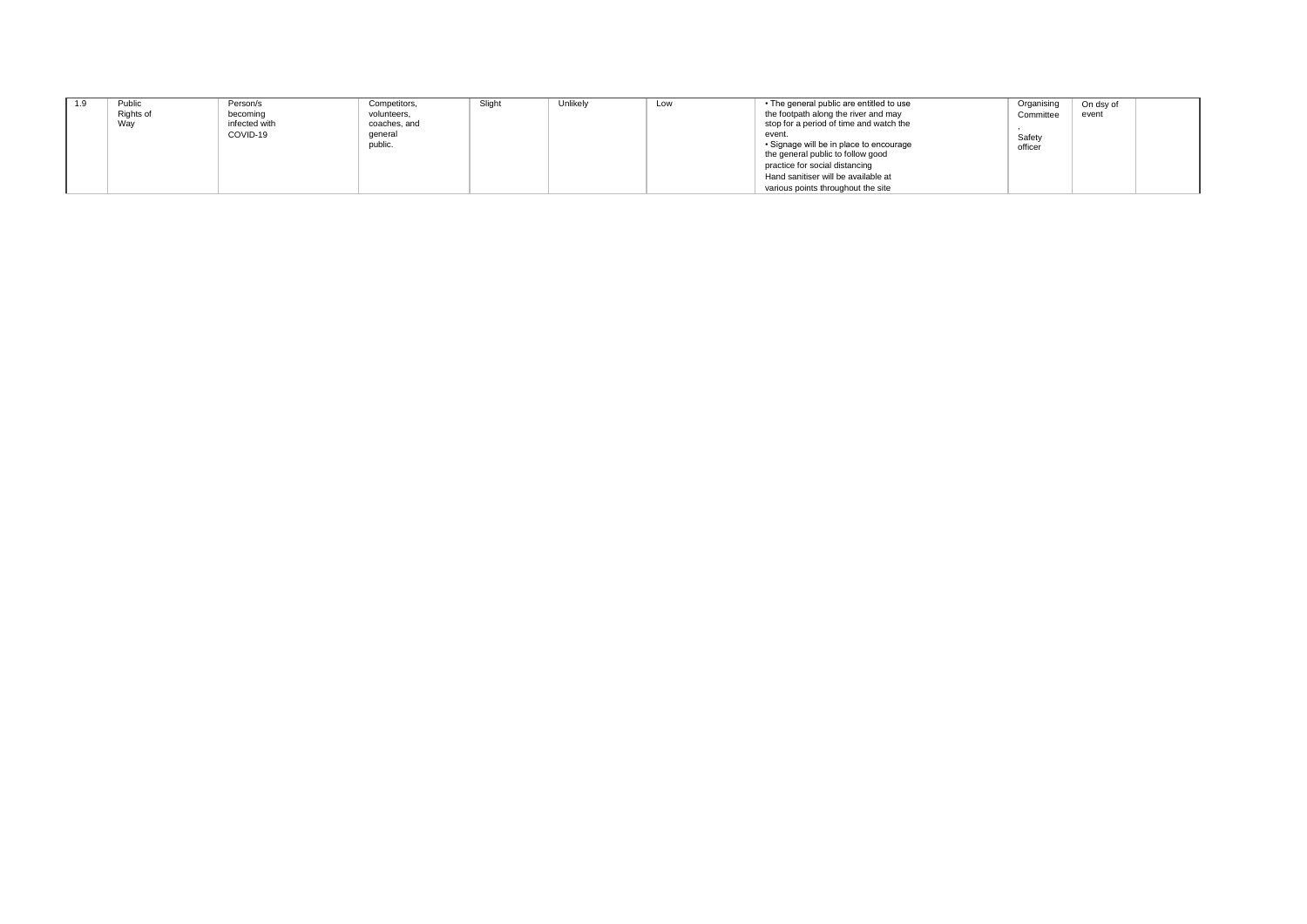| | | | | | | | | | | |
|---|---|---|---|---|---|---|---|---|---|---|
| 1.9 | Public Rights of Way | Person/s becoming infected with COVID-19 | Competitors, volunteers, coaches, and general public. | Slight | Unlikely | Low | • The general public are entitled to use the footpath along the river and may stop for a period of time and watch the event.<br>• Signage will be in place to encourage the general public to follow good practice for social distancing<br>Hand sanitiser will be available at various points throughout the site | Organising Committee<br>,<br>Safety officer | On dsy of event | |